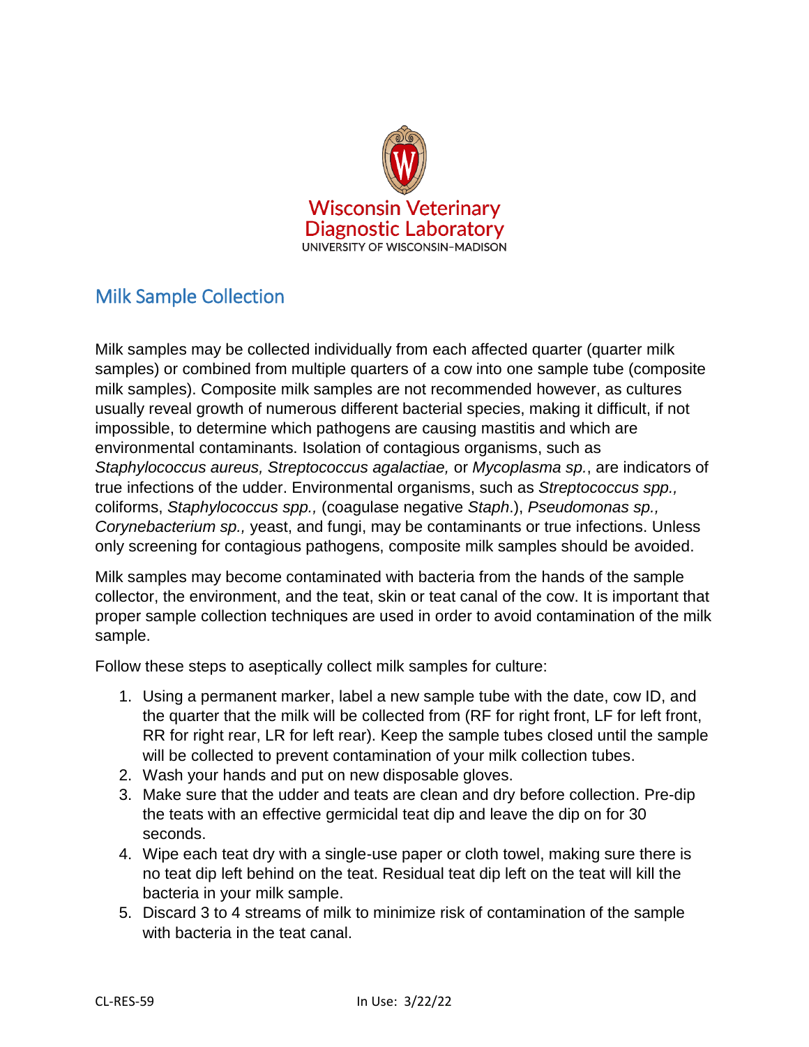Wisconsin Veterinary Diagnostic Laboratory
UNIVERSITY OF WISCONSIN–MADISON

## Milk Sample Collection

Milk samples may be collected individually from each affected quarter (quarter milk samples) or combined from multiple quarters of a cow into one sample tube (composite milk samples). Composite milk samples are not recommended however, as cultures usually reveal growth of numerous different bacterial species, making it difficult, if not impossible, to determine which pathogens are causing mastitis and which are environmental contaminants. Isolation of contagious organisms, such as *Staphylococcus aureus, Streptococcus agalactiae,* or *Mycoplasma sp.*, are indicators of true infections of the udder. Environmental organisms, such as *Streptococcus spp.,* coliforms, *Staphylococcus spp.,* (coagulase negative *Staph*.), *Pseudomonas sp., Corynebacterium sp.,* yeast, and fungi, may be contaminants or true infections. Unless only screening for contagious pathogens, composite milk samples should be avoided.

Milk samples may become contaminated with bacteria from the hands of the sample collector, the environment, and the teat, skin or teat canal of the cow. It is important that proper sample collection techniques are used in order to avoid contamination of the milk sample.

Follow these steps to aseptically collect milk samples for culture:

1. Using a permanent marker, label a new sample tube with the date, cow ID, and the quarter that the milk will be collected from (RF for right front, LF for left front, RR for right rear, LR for left rear). Keep the sample tubes closed until the sample will be collected to prevent contamination of your milk collection tubes.
2. Wash your hands and put on new disposable gloves.
3. Make sure that the udder and teats are clean and dry before collection. Pre-dip the teats with an effective germicidal teat dip and leave the dip on for 30 seconds.
4. Wipe each teat dry with a single-use paper or cloth towel, making sure there is no teat dip left behind on the teat. Residual teat dip left on the teat will kill the bacteria in your milk sample.
5. Discard 3 to 4 streams of milk to minimize risk of contamination of the sample with bacteria in the teat canal.

CL-RES-59 In Use: 3/22/22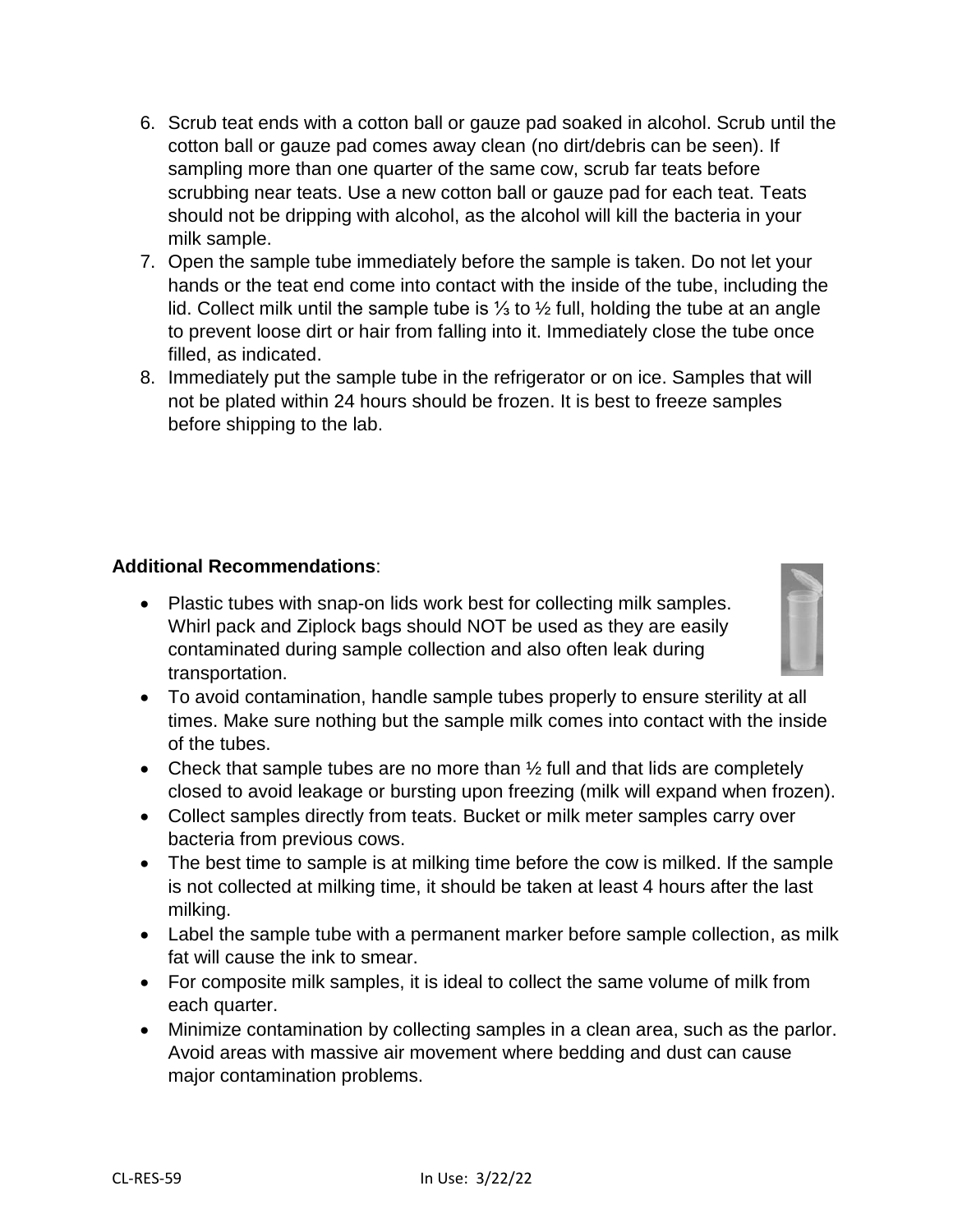6. Scrub teat ends with a cotton ball or gauze pad soaked in alcohol. Scrub until the cotton ball or gauze pad comes away clean (no dirt/debris can be seen). If sampling more than one quarter of the same cow, scrub far teats before scrubbing near teats. Use a new cotton ball or gauze pad for each teat. Teats should not be dripping with alcohol, as the alcohol will kill the bacteria in your milk sample.
7. Open the sample tube immediately before the sample is taken. Do not let your hands or the teat end come into contact with the inside of the tube, including the lid. Collect milk until the sample tube is ⅓ to ½ full, holding the tube at an angle to prevent loose dirt or hair from falling into it. Immediately close the tube once filled, as indicated.
8. Immediately put the sample tube in the refrigerator or on ice. Samples that will not be plated within 24 hours should be frozen. It is best to freeze samples before shipping to the lab.

**Additional Recommendations**:

- Plastic tubes with snap-on lids work best for collecting milk samples. Whirl pack and Ziplock bags should NOT be used as they are easily contaminated during sample collection and also often leak during transportation.
- To avoid contamination, handle sample tubes properly to ensure sterility at all times. Make sure nothing but the sample milk comes into contact with the inside of the tubes.
- Check that sample tubes are no more than ½ full and that lids are completely closed to avoid leakage or bursting upon freezing (milk will expand when frozen).
- Collect samples directly from teats. Bucket or milk meter samples carry over bacteria from previous cows.
- The best time to sample is at milking time before the cow is milked. If the sample is not collected at milking time, it should be taken at least 4 hours after the last milking.
- Label the sample tube with a permanent marker before sample collection, as milk fat will cause the ink to smear.
- For composite milk samples, it is ideal to collect the same volume of milk from each quarter.
- Minimize contamination by collecting samples in a clean area, such as the parlor. Avoid areas with massive air movement where bedding and dust can cause major contamination problems.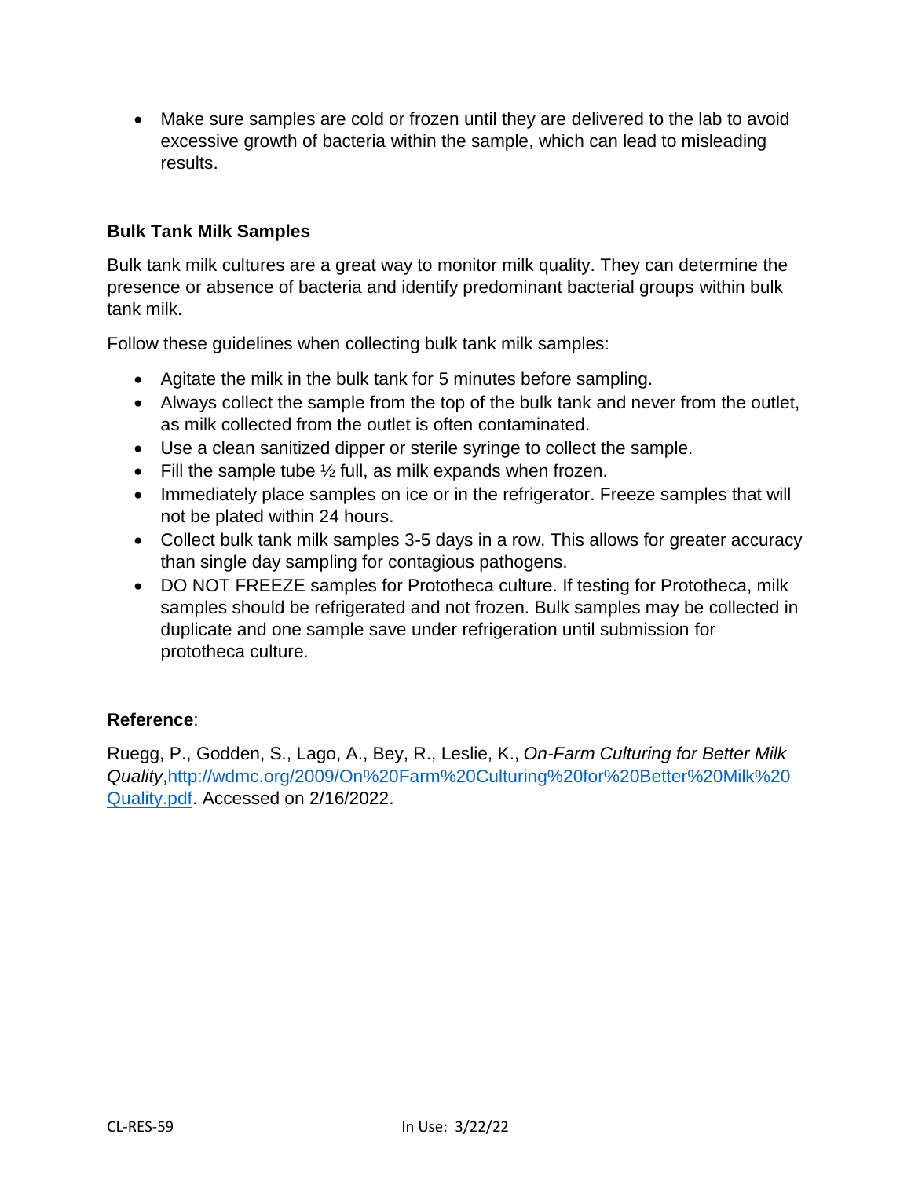- Make sure samples are cold or frozen until they are delivered to the lab to avoid excessive growth of bacteria within the sample, which can lead to misleading results.

### Bulk Tank Milk Samples

Bulk tank milk cultures are a great way to monitor milk quality. They can determine the presence or absence of bacteria and identify predominant bacterial groups within bulk tank milk.

Follow these guidelines when collecting bulk tank milk samples:

- Agitate the milk in the bulk tank for 5 minutes before sampling.
- Always collect the sample from the top of the bulk tank and never from the outlet, as milk collected from the outlet is often contaminated.
- Use a clean sanitized dipper or sterile syringe to collect the sample.
- Fill the sample tube ½ full, as milk expands when frozen.
- Immediately place samples on ice or in the refrigerator. Freeze samples that will not be plated within 24 hours.
- Collect bulk tank milk samples 3-5 days in a row. This allows for greater accuracy than single day sampling for contagious pathogens.
- DO NOT FREEZE samples for Prototheca culture. If testing for Prototheca, milk samples should be refrigerated and not frozen. Bulk samples may be collected in duplicate and one sample save under refrigeration until submission for prototheca culture.

**Reference**:

Ruegg, P., Godden, S., Lago, A., Bey, R., Leslie, K., *On-Farm Culturing for Better Milk Quality*,[http://wdmc.org/2009/On%20Farm%20Culturing%20for%20Better%20Milk%20Quality.pdf](http://wdmc.org/2009/On%20Farm%20Culturing%20for%20Better%20Milk%20Quality.pdf). Accessed on 2/16/2022.